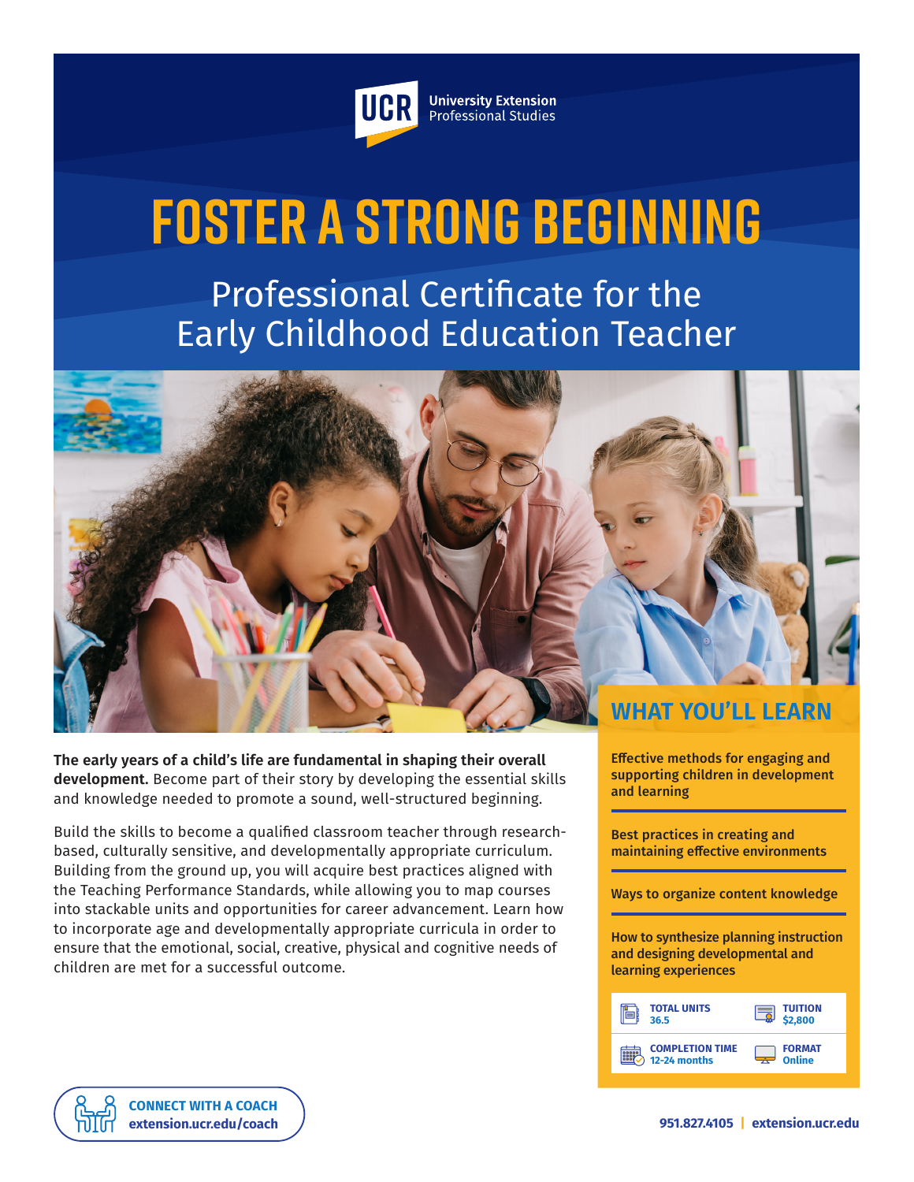UCR University Extension Professional Studies

# FOSTER A STRONG BEGINNING

## Professional Certificate for the Early Childhood Education Teacher

**The early years of a child's life are fundamental in shaping their overall development.** Become part of their story by developing the essential skills and knowledge needed to promote a sound, well-structured beginning.

Build the skills to become a qualified classroom teacher through research-based, culturally sensitive, and developmentally appropriate curriculum. Building from the ground up, you will acquire best practices aligned with the Teaching Performance Standards, while allowing you to map courses into stackable units and opportunities for career advancement. Learn how to incorporate age and developmentally appropriate curricula in order to ensure that the emotional, social, creative, physical and cognitive needs of children are met for a successful outcome.

## WHAT YOU'LL LEARN

**Effective methods for engaging and supporting children in development and learning**

**Best practices in creating and maintaining effective environments**

**Ways to organize content knowledge**

**How to synthesize planning instruction and designing developmental and learning experiences**

| | |
|---|---|
| **TOTAL UNITS** 36.5 | **TUITION** $2,800 |
| **COMPLETION TIME** 12-24 months | **FORMAT** Online |

**CONNECT WITH A COACH**
**extension.ucr.edu/coach**

**951.827.4105 | extension.ucr.edu**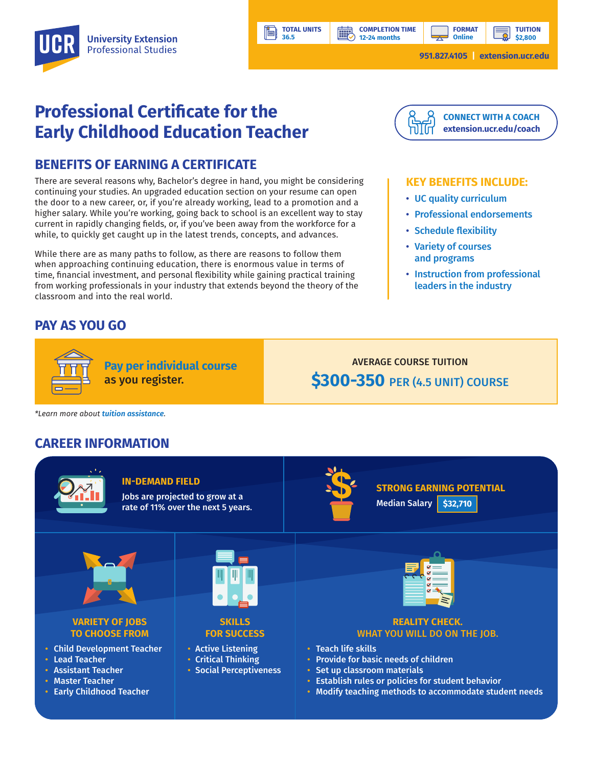# UCR University Extension Professional Studies

| TOTAL UNITS | COMPLETION TIME | FORMAT | TUITION |
| --- | --- | --- | --- |
| 36.5 | 12-24 months | Online | $2,800 |

951.827.4105 | extension.ucr.edu

# Professional Certificate for the Early Childhood Education Teacher

**CONNECT WITH A COACH**
extension.ucr.edu/coach

## BENEFITS OF EARNING A CERTIFICATE

There are several reasons why, Bachelor's degree in hand, you might be considering continuing your studies. An upgraded education section on your resume can open the door to a new career, or, if you're already working, lead to a promotion and a higher salary. While you're working, going back to school is an excellent way to stay current in rapidly changing fields, or, if you've been away from the workforce for a while, to quickly get caught up in the latest trends, concepts, and advances.

While there are as many paths to follow, as there are reasons to follow them when approaching continuing education, there is enormous value in terms of time, financial investment, and personal flexibility while gaining practical training from working professionals in your industry that extends beyond the theory of the classroom and into the real world.

### KEY BENEFITS INCLUDE:

- UC quality curriculum
- Professional endorsements
- Schedule flexibility
- Variety of courses and programs
- Instruction from professional leaders in the industry

## PAY AS YOU GO

**Pay per individual course** as you register.

AVERAGE COURSE TUITION
**$300-350** PER (4.5 UNIT) COURSE

*Learn more about *tuition assistance*.

## CAREER INFORMATION

### IN-DEMAND FIELD

Jobs are projected to grow at a rate of 11% over the next 5 years.

### STRONG EARNING POTENTIAL

Median Salary **$32,710**

### VARIETY OF JOBS TO CHOOSE FROM

- Child Development Teacher
- Lead Teacher
- Assistant Teacher
- Master Teacher
- Early Childhood Teacher

### SKILLS FOR SUCCESS

- Active Listening
- Critical Thinking
- Social Perceptiveness

### REALITY CHECK. WHAT YOU WILL DO ON THE JOB.

- Teach life skills
- Provide for basic needs of children
- Set up classroom materials
- Establish rules or policies for student behavior
- Modify teaching methods to accommodate student needs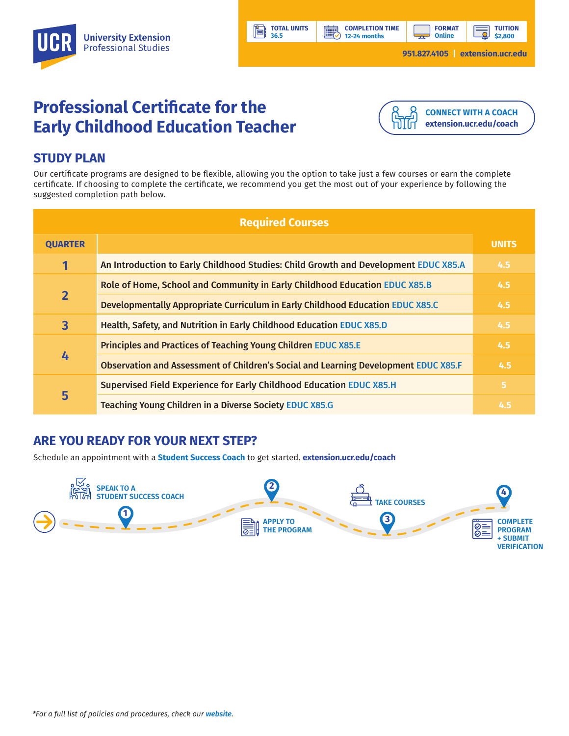UCR University Extension Professional Studies

| TOTAL UNITS | COMPLETION TIME | FORMAT | TUITION |
|---|---|---|---|
| 36.5 | 12-24 months | Online | $2,800 |

951.827.4105 | extension.ucr.edu

# Professional Certificate for the Early Childhood Education Teacher

CONNECT WITH A COACH
extension.ucr.edu/coach

## STUDY PLAN

Our certificate programs are designed to be flexible, allowing you the option to take just a few courses or earn the complete certificate. If choosing to complete the certificate, we recommend you get the most out of your experience by following the suggested completion path below.

| Required Courses | | |
|---|---|---|
| **QUARTER** | | **UNITS** |
| 1 | An Introduction to Early Childhood Studies: Child Growth and Development EDUC X85.A | 4.5 |
| 2 | Role of Home, School and Community in Early Childhood Education EDUC X85.B | 4.5 |
| | Developmentally Appropriate Curriculum in Early Childhood Education EDUC X85.C | 4.5 |
| 3 | Health, Safety, and Nutrition in Early Childhood Education EDUC X85.D | 4.5 |
| 4 | Principles and Practices of Teaching Young Children EDUC X85.E | 4.5 |
| | Observation and Assessment of Children's Social and Learning Development EDUC X85.F | 4.5 |
| 5 | Supervised Field Experience for Early Childhood Education EDUC X85.H | 5 |
| | Teaching Young Children in a Diverse Society EDUC X85.G | 4.5 |

## ARE YOU READY FOR YOUR NEXT STEP?

Schedule an appointment with a **Student Success Coach** to get started. **extension.ucr.edu/coach**

1. SPEAK TO A STUDENT SUCCESS COACH
2. APPLY TO THE PROGRAM
3. TAKE COURSES
4. COMPLETE PROGRAM + SUBMIT VERIFICATION

*For a full list of policies and procedures, check our **website**.*